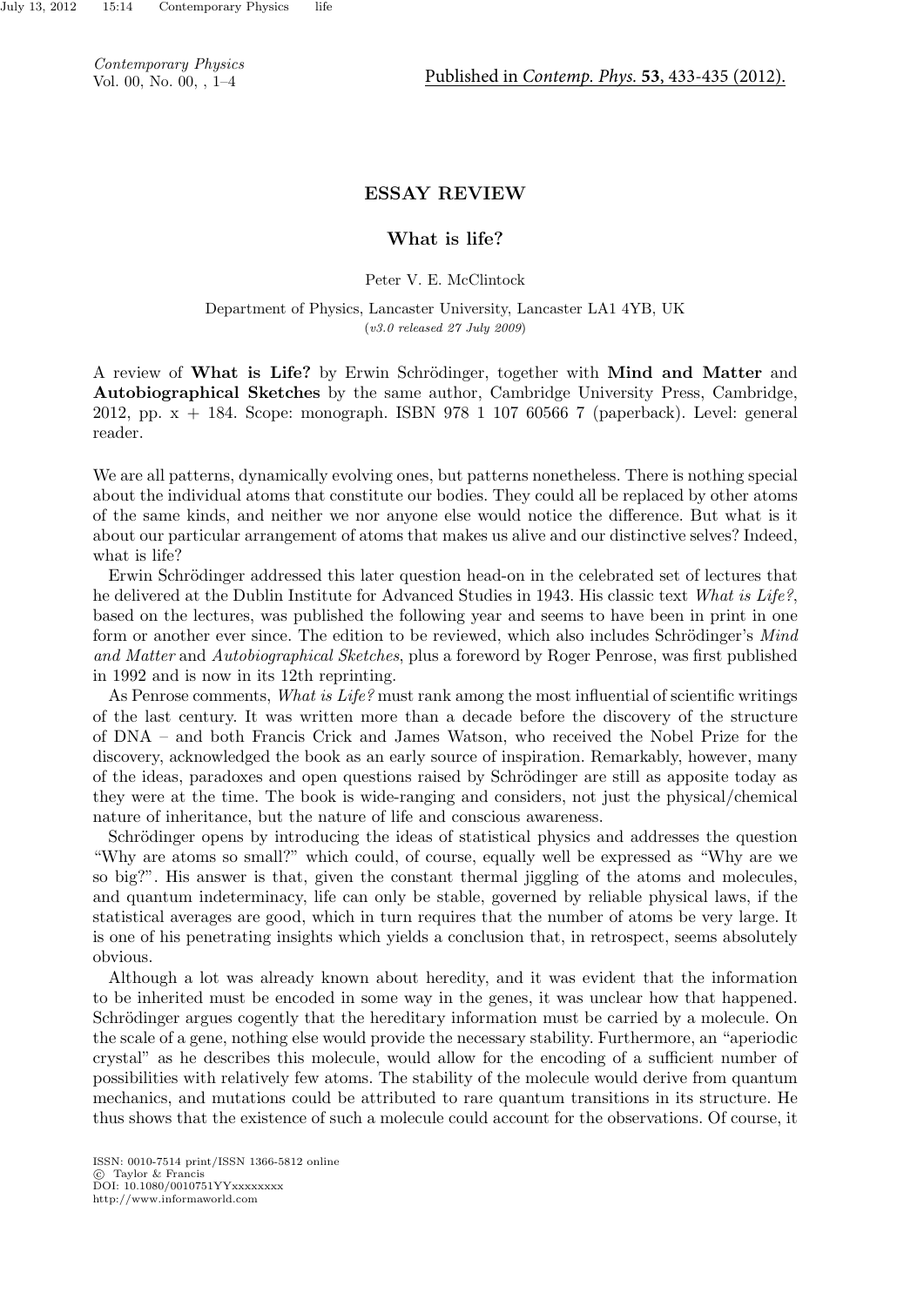Published in *Contemp. Phys.* **53**, 433-435 (2012).

## ESSAY REVIEW

# What is life?

Peter V. E. McClintock

Department of Physics, Lancaster University, Lancaster LA1 4YB, UK
(*v3.0 released 27 July 2009*)

A review of **What is Life?** by Erwin Schrödinger, together with **Mind and Matter** and **Autobiographical Sketches** by the same author, Cambridge University Press, Cambridge, 2012, pp. x + 184. Scope: monograph. ISBN 978 1 107 60566 7 (paperback). Level: general reader.

We are all patterns, dynamically evolving ones, but patterns nonetheless. There is nothing special about the individual atoms that constitute our bodies. They could all be replaced by other atoms of the same kinds, and neither we nor anyone else would notice the difference. But what is it about our particular arrangement of atoms that makes us alive and our distinctive selves? Indeed, what is life?

Erwin Schrödinger addressed this later question head-on in the celebrated set of lectures that he delivered at the Dublin Institute for Advanced Studies in 1943. His classic text *What is Life?*, based on the lectures, was published the following year and seems to have been in print in one form or another ever since. The edition to be reviewed, which also includes Schrödinger's *Mind and Matter* and *Autobiographical Sketches*, plus a foreword by Roger Penrose, was first published in 1992 and is now in its 12th reprinting.

As Penrose comments, *What is Life?* must rank among the most influential of scientific writings of the last century. It was written more than a decade before the discovery of the structure of DNA – and both Francis Crick and James Watson, who received the Nobel Prize for the discovery, acknowledged the book as an early source of inspiration. Remarkably, however, many of the ideas, paradoxes and open questions raised by Schrödinger are still as apposite today as they were at the time. The book is wide-ranging and considers, not just the physical/chemical nature of inheritance, but the nature of life and conscious awareness.

Schrödinger opens by introducing the ideas of statistical physics and addresses the question "Why are atoms so small?" which could, of course, equally well be expressed as "Why are we so big?". His answer is that, given the constant thermal jiggling of the atoms and molecules, and quantum indeterminacy, life can only be stable, governed by reliable physical laws, if the statistical averages are good, which in turn requires that the number of atoms be very large. It is one of his penetrating insights which yields a conclusion that, in retrospect, seems absolutely obvious.

Although a lot was already known about heredity, and it was evident that the information to be inherited must be encoded in some way in the genes, it was unclear how that happened. Schrödinger argues cogently that the hereditary information must be carried by a molecule. On the scale of a gene, nothing else would provide the necessary stability. Furthermore, an "aperiodic crystal" as he describes this molecule, would allow for the encoding of a sufficient number of possibilities with relatively few atoms. The stability of the molecule would derive from quantum mechanics, and mutations could be attributed to rare quantum transitions in its structure. He thus shows that the existence of such a molecule could account for the observations. Of course, it

ISSN: 0010-7514 print/ISSN 1366-5812 online
© Taylor & Francis
DOI: 10.1080/0010751YYxxxxxxxx
http://www.informaworld.com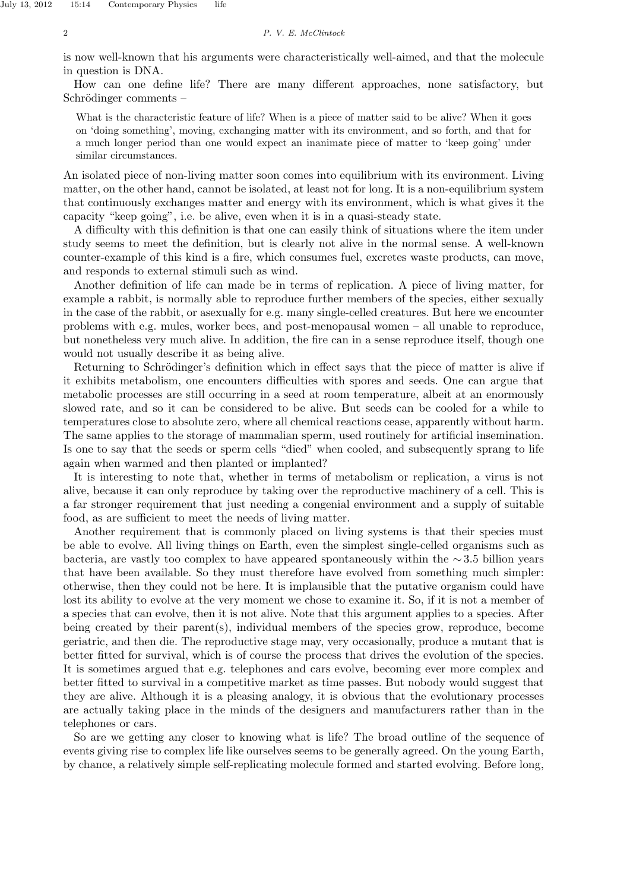is now well-known that his arguments were characteristically well-aimed, and that the molecule in question is DNA.

How can one define life? There are many different approaches, none satisfactory, but Schrödinger comments –

> What is the characteristic feature of life? When is a piece of matter said to be alive? When it goes on 'doing something', moving, exchanging matter with its environment, and so forth, and that for a much longer period than one would expect an inanimate piece of matter to 'keep going' under similar circumstances.

An isolated piece of non-living matter soon comes into equilibrium with its environment. Living matter, on the other hand, cannot be isolated, at least not for long. It is a non-equilibrium system that continuously exchanges matter and energy with its environment, which is what gives it the capacity "keep going", i.e. be alive, even when it is in a quasi-steady state.

A difficulty with this definition is that one can easily think of situations where the item under study seems to meet the definition, but is clearly not alive in the normal sense. A well-known counter-example of this kind is a fire, which consumes fuel, excretes waste products, can move, and responds to external stimuli such as wind.

Another definition of life can made be in terms of replication. A piece of living matter, for example a rabbit, is normally able to reproduce further members of the species, either sexually in the case of the rabbit, or asexually for e.g. many single-celled creatures. But here we encounter problems with e.g. mules, worker bees, and post-menopausal women – all unable to reproduce, but nonetheless very much alive. In addition, the fire can in a sense reproduce itself, though one would not usually describe it as being alive.

Returning to Schrödinger's definition which in effect says that the piece of matter is alive if it exhibits metabolism, one encounters difficulties with spores and seeds. One can argue that metabolic processes are still occurring in a seed at room temperature, albeit at an enormously slowed rate, and so it can be considered to be alive. But seeds can be cooled for a while to temperatures close to absolute zero, where all chemical reactions cease, apparently without harm. The same applies to the storage of mammalian sperm, used routinely for artificial insemination. Is one to say that the seeds or sperm cells "died" when cooled, and subsequently sprang to life again when warmed and then planted or implanted?

It is interesting to note that, whether in terms of metabolism or replication, a virus is not alive, because it can only reproduce by taking over the reproductive machinery of a cell. This is a far stronger requirement that just needing a congenial environment and a supply of suitable food, as are sufficient to meet the needs of living matter.

Another requirement that is commonly placed on living systems is that their species must be able to evolve. All living things on Earth, even the simplest single-celled organisms such as bacteria, are vastly too complex to have appeared spontaneously within the $\sim 3.5$ billion years that have been available. So they must therefore have evolved from something much simpler: otherwise, then they could not be here. It is implausible that the putative organism could have lost its ability to evolve at the very moment we chose to examine it. So, if it is not a member of a species that can evolve, then it is not alive. Note that this argument applies to a species. After being created by their parent(s), individual members of the species grow, reproduce, become geriatric, and then die. The reproductive stage may, very occasionally, produce a mutant that is better fitted for survival, which is of course the process that drives the evolution of the species. It is sometimes argued that e.g. telephones and cars evolve, becoming ever more complex and better fitted to survival in a competitive market as time passes. But nobody would suggest that they are alive. Although it is a pleasing analogy, it is obvious that the evolutionary processes are actually taking place in the minds of the designers and manufacturers rather than in the telephones or cars.

So are we getting any closer to knowing what is life? The broad outline of the sequence of events giving rise to complex life like ourselves seems to be generally agreed. On the young Earth, by chance, a relatively simple self-replicating molecule formed and started evolving. Before long,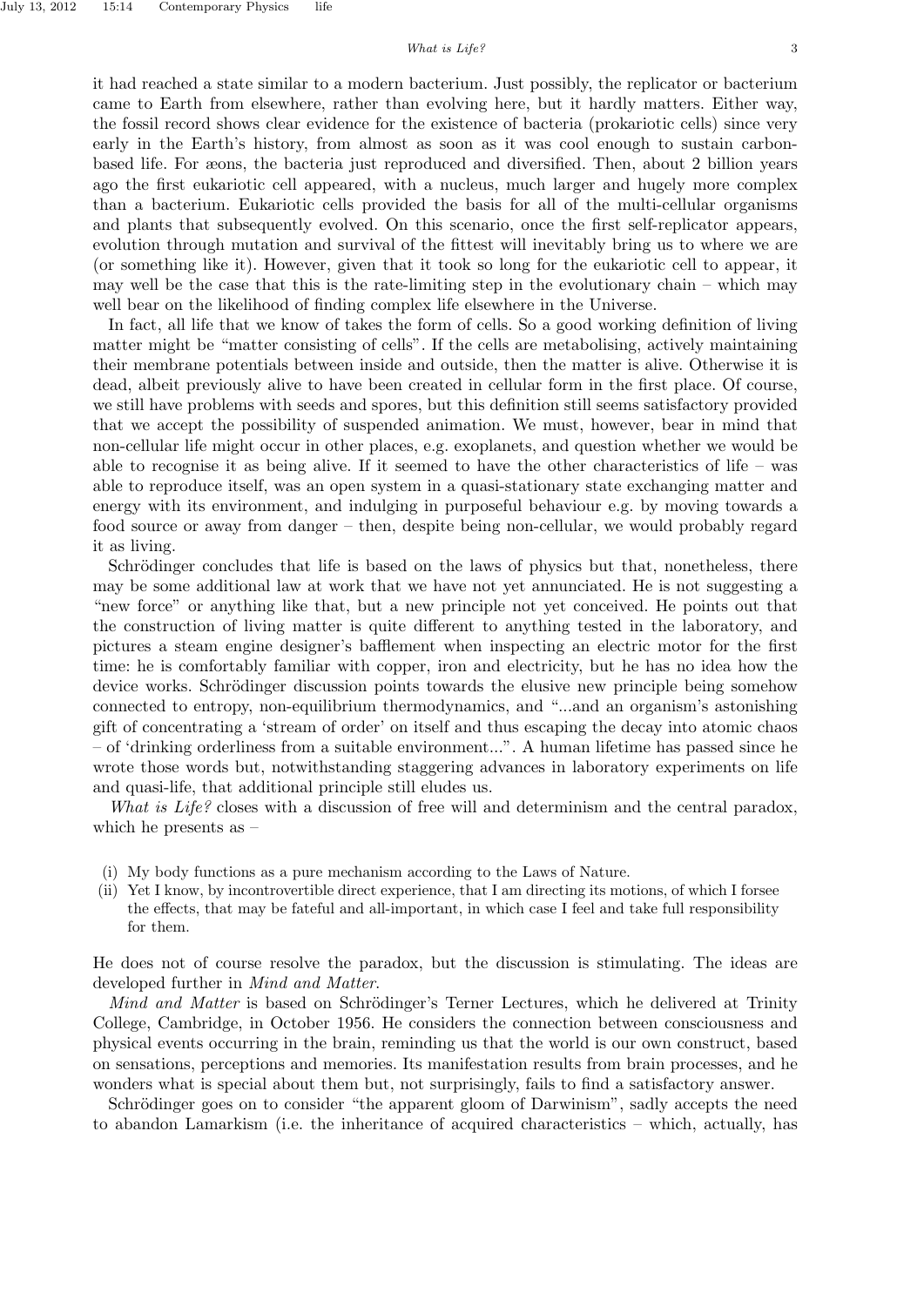it had reached a state similar to a modern bacterium. Just possibly, the replicator or bacterium came to Earth from elsewhere, rather than evolving here, but it hardly matters. Either way, the fossil record shows clear evidence for the existence of bacteria (prokariotic cells) since very early in the Earth's history, from almost as soon as it was cool enough to sustain carbon-based life. For æons, the bacteria just reproduced and diversified. Then, about 2 billion years ago the first eukariotic cell appeared, with a nucleus, much larger and hugely more complex than a bacterium. Eukariotic cells provided the basis for all of the multi-cellular organisms and plants that subsequently evolved. On this scenario, once the first self-replicator appears, evolution through mutation and survival of the fittest will inevitably bring us to where we are (or something like it). However, given that it took so long for the eukariotic cell to appear, it may well be the case that this is the rate-limiting step in the evolutionary chain – which may well bear on the likelihood of finding complex life elsewhere in the Universe.

In fact, all life that we know of takes the form of cells. So a good working definition of living matter might be "matter consisting of cells". If the cells are metabolising, actively maintaining their membrane potentials between inside and outside, then the matter is alive. Otherwise it is dead, albeit previously alive to have been created in cellular form in the first place. Of course, we still have problems with seeds and spores, but this definition still seems satisfactory provided that we accept the possibility of suspended animation. We must, however, bear in mind that non-cellular life might occur in other places, e.g. exoplanets, and question whether we would be able to recognise it as being alive. If it seemed to have the other characteristics of life – was able to reproduce itself, was an open system in a quasi-stationary state exchanging matter and energy with its environment, and indulging in purposeful behaviour e.g. by moving towards a food source or away from danger – then, despite being non-cellular, we would probably regard it as living.

Schrödinger concludes that life is based on the laws of physics but that, nonetheless, there may be some additional law at work that we have not yet annunciated. He is not suggesting a "new force" or anything like that, but a new principle not yet conceived. He points out that the construction of living matter is quite different to anything tested in the laboratory, and pictures a steam engine designer's bafflement when inspecting an electric motor for the first time: he is comfortably familiar with copper, iron and electricity, but he has no idea how the device works. Schrödinger discussion points towards the elusive new principle being somehow connected to entropy, non-equilibrium thermodynamics, and "...and an organism's astonishing gift of concentrating a 'stream of order' on itself and thus escaping the decay into atomic chaos – of 'drinking orderliness from a suitable environment...". A human lifetime has passed since he wrote those words but, notwithstanding staggering advances in laboratory experiments on life and quasi-life, that additional principle still eludes us.

*What is Life?* closes with a discussion of free will and determinism and the central paradox, which he presents as –

(i) My body functions as a pure mechanism according to the Laws of Nature.
(ii) Yet I know, by incontrovertible direct experience, that I am directing its motions, of which I forsee the effects, that may be fateful and all-important, in which case I feel and take full responsibility for them.

He does not of course resolve the paradox, but the discussion is stimulating. The ideas are developed further in *Mind and Matter*.

*Mind and Matter* is based on Schrödinger's Terner Lectures, which he delivered at Trinity College, Cambridge, in October 1956. He considers the connection between consciousness and physical events occurring in the brain, reminding us that the world is our own construct, based on sensations, perceptions and memories. Its manifestation results from brain processes, and he wonders what is special about them but, not surprisingly, fails to find a satisfactory answer.

Schrödinger goes on to consider "the apparent gloom of Darwinism", sadly accepts the need to abandon Lamarkism (i.e. the inheritance of acquired characteristics – which, actually, has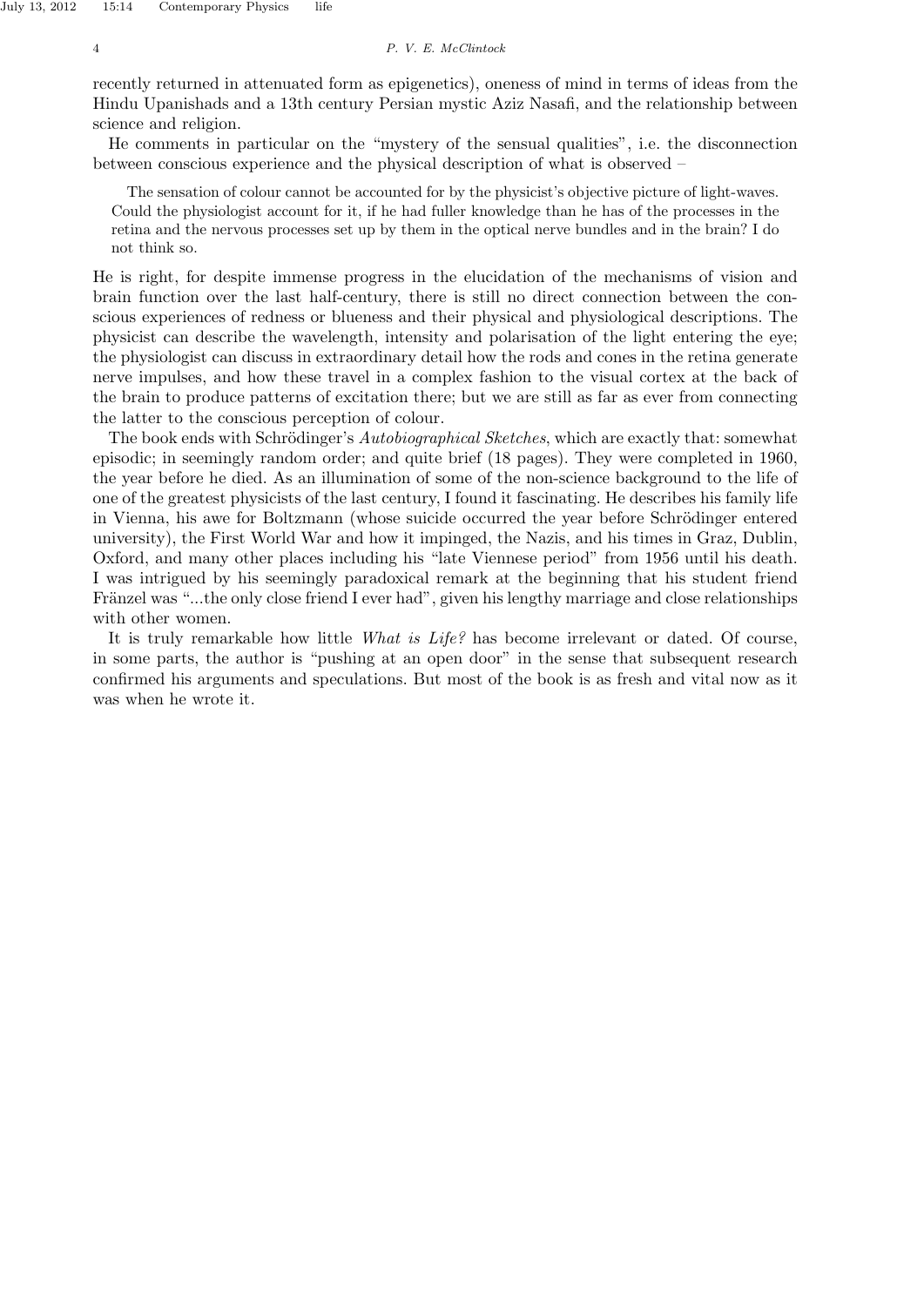recently returned in attenuated form as epigenetics), oneness of mind in terms of ideas from the Hindu Upanishads and a 13th century Persian mystic Aziz Nasafi, and the relationship between science and religion.

He comments in particular on the "mystery of the sensual qualities", i.e. the disconnection between conscious experience and the physical description of what is observed –

> The sensation of colour cannot be accounted for by the physicist's objective picture of light-waves. Could the physiologist account for it, if he had fuller knowledge than he has of the processes in the retina and the nervous processes set up by them in the optical nerve bundles and in the brain? I do not think so.

He is right, for despite immense progress in the elucidation of the mechanisms of vision and brain function over the last half-century, there is still no direct connection between the conscious experiences of redness or blueness and their physical and physiological descriptions. The physicist can describe the wavelength, intensity and polarisation of the light entering the eye; the physiologist can discuss in extraordinary detail how the rods and cones in the retina generate nerve impulses, and how these travel in a complex fashion to the visual cortex at the back of the brain to produce patterns of excitation there; but we are still as far as ever from connecting the latter to the conscious perception of colour.

The book ends with Schrödinger's *Autobiographical Sketches*, which are exactly that: somewhat episodic; in seemingly random order; and quite brief (18 pages). They were completed in 1960, the year before he died. As an illumination of some of the non-science background to the life of one of the greatest physicists of the last century, I found it fascinating. He describes his family life in Vienna, his awe for Boltzmann (whose suicide occurred the year before Schrödinger entered university), the First World War and how it impinged, the Nazis, and his times in Graz, Dublin, Oxford, and many other places including his "late Viennese period" from 1956 until his death. I was intrigued by his seemingly paradoxical remark at the beginning that his student friend Fränzel was "...the only close friend I ever had", given his lengthy marriage and close relationships with other women.

It is truly remarkable how little *What is Life?* has become irrelevant or dated. Of course, in some parts, the author is "pushing at an open door" in the sense that subsequent research confirmed his arguments and speculations. But most of the book is as fresh and vital now as it was when he wrote it.